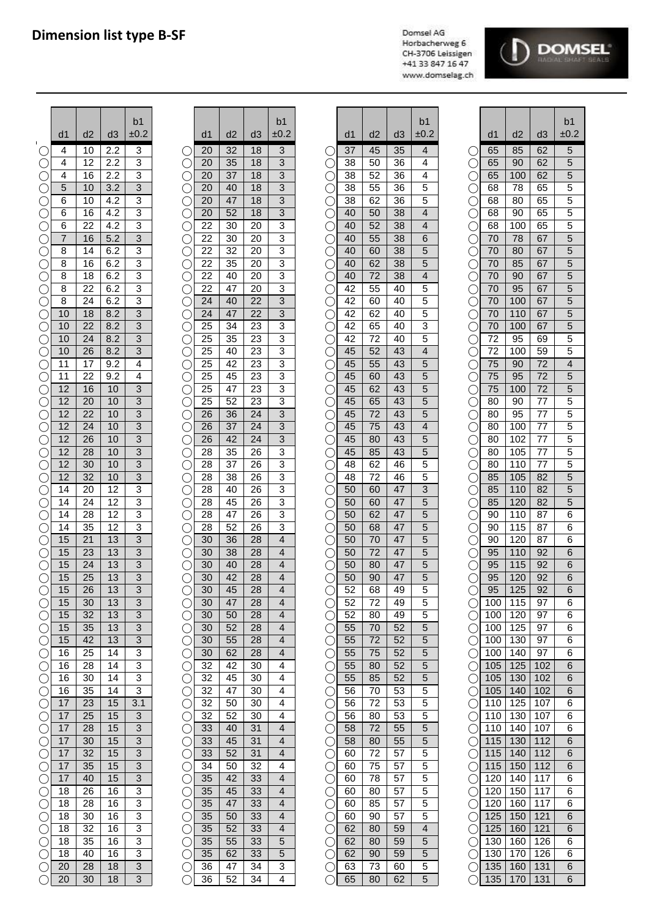# Dimension list type B-SF

Domsel AG
Horbacherweg 6
CH-3706 Leissigen
+41 33 847 16 47
www.domselag.ch

DOMSEL RADIAL SHAFT SEALS

| d1 | d2 | d3 | b1 ±0.2 |
|---|---|---|---|
| 4 | 10 | 2.2 | 3 |
| 4 | 12 | 2.2 | 3 |
| 4 | 16 | 2.2 | 3 |
| 5 | 10 | 3.2 | 3 |
| 6 | 10 | 4.2 | 3 |
| 6 | 16 | 4.2 | 3 |
| 6 | 22 | 4.2 | 3 |
| 7 | 16 | 5.2 | 3 |
| 8 | 14 | 6.2 | 3 |
| 8 | 16 | 6.2 | 3 |
| 8 | 18 | 6.2 | 3 |
| 8 | 22 | 6.2 | 3 |
| 8 | 24 | 6.2 | 3 |
| 10 | 18 | 8.2 | 3 |
| 10 | 22 | 8.2 | 3 |
| 10 | 24 | 8.2 | 3 |
| 10 | 26 | 8.2 | 3 |
| 11 | 17 | 9.2 | 4 |
| 11 | 22 | 9.2 | 4 |
| 12 | 16 | 10 | 3 |
| 12 | 20 | 10 | 3 |
| 12 | 22 | 10 | 3 |
| 12 | 24 | 10 | 3 |
| 12 | 26 | 10 | 3 |
| 12 | 28 | 10 | 3 |
| 12 | 30 | 10 | 3 |
| 12 | 32 | 10 | 3 |
| 14 | 20 | 12 | 3 |
| 14 | 24 | 12 | 3 |
| 14 | 28 | 12 | 3 |
| 14 | 35 | 12 | 3 |
| 15 | 21 | 13 | 3 |
| 15 | 23 | 13 | 3 |
| 15 | 24 | 13 | 3 |
| 15 | 25 | 13 | 3 |
| 15 | 26 | 13 | 3 |
| 15 | 30 | 13 | 3 |
| 15 | 32 | 13 | 3 |
| 15 | 35 | 13 | 3 |
| 15 | 42 | 13 | 3 |
| 16 | 25 | 14 | 3 |
| 16 | 28 | 14 | 3 |
| 16 | 30 | 14 | 3 |
| 16 | 35 | 14 | 3 |
| 17 | 23 | 15 | 3.1 |
| 17 | 25 | 15 | 3 |
| 17 | 28 | 15 | 3 |
| 17 | 30 | 15 | 3 |
| 17 | 32 | 15 | 3 |
| 17 | 35 | 15 | 3 |
| 17 | 40 | 15 | 3 |
| 18 | 26 | 16 | 3 |
| 18 | 28 | 16 | 3 |
| 18 | 30 | 16 | 3 |
| 18 | 32 | 16 | 3 |
| 18 | 35 | 16 | 3 |
| 18 | 40 | 16 | 3 |
| 20 | 28 | 18 | 3 |
| 20 | 30 | 18 | 3 |
| 20 | 32 | 18 | 3 |
| 20 | 35 | 18 | 3 |
| 20 | 37 | 18 | 3 |
| 20 | 40 | 18 | 3 |
| 20 | 47 | 18 | 3 |
| 20 | 52 | 18 | 3 |
| 22 | 30 | 20 | 3 |
| 22 | 30 | 20 | 3 |
| 22 | 32 | 20 | 3 |
| 22 | 35 | 20 | 3 |
| 22 | 40 | 20 | 3 |
| 22 | 47 | 20 | 3 |
| 24 | 40 | 22 | 3 |
| 24 | 47 | 22 | 3 |
| 25 | 34 | 23 | 3 |
| 25 | 35 | 23 | 3 |
| 25 | 40 | 23 | 3 |
| 25 | 42 | 23 | 3 |
| 25 | 45 | 23 | 3 |
| 25 | 47 | 23 | 3 |
| 25 | 52 | 23 | 3 |
| 26 | 36 | 24 | 3 |
| 26 | 37 | 24 | 3 |
| 26 | 42 | 24 | 3 |
| 28 | 35 | 26 | 3 |
| 28 | 37 | 26 | 3 |
| 28 | 38 | 26 | 3 |
| 28 | 40 | 26 | 3 |
| 28 | 45 | 26 | 3 |
| 28 | 47 | 26 | 3 |
| 28 | 52 | 26 | 3 |
| 30 | 36 | 28 | 4 |
| 30 | 38 | 28 | 4 |
| 30 | 40 | 28 | 4 |
| 30 | 42 | 28 | 4 |
| 30 | 45 | 28 | 4 |
| 30 | 47 | 28 | 4 |
| 30 | 50 | 28 | 4 |
| 30 | 52 | 28 | 4 |
| 30 | 55 | 28 | 4 |
| 30 | 62 | 28 | 4 |
| 32 | 42 | 30 | 4 |
| 32 | 45 | 30 | 4 |
| 32 | 47 | 30 | 4 |
| 32 | 50 | 30 | 4 |
| 32 | 52 | 30 | 4 |
| 33 | 40 | 31 | 4 |
| 33 | 45 | 31 | 4 |
| 33 | 52 | 31 | 4 |
| 34 | 50 | 32 | 4 |
| 35 | 42 | 33 | 4 |
| 35 | 45 | 33 | 4 |
| 35 | 47 | 33 | 4 |
| 35 | 50 | 33 | 4 |
| 35 | 52 | 33 | 4 |
| 35 | 55 | 33 | 5 |
| 35 | 62 | 33 | 5 |
| 36 | 47 | 34 | 3 |
| 36 | 52 | 34 | 4 |
| 37 | 45 | 35 | 4 |
| 38 | 50 | 36 | 4 |
| 38 | 52 | 36 | 4 |
| 38 | 55 | 36 | 5 |
| 38 | 62 | 36 | 5 |
| 40 | 50 | 38 | 4 |
| 40 | 52 | 38 | 4 |
| 40 | 55 | 38 | 6 |
| 40 | 60 | 38 | 5 |
| 40 | 62 | 38 | 5 |
| 40 | 72 | 38 | 4 |
| 42 | 55 | 40 | 5 |
| 42 | 60 | 40 | 5 |
| 42 | 62 | 40 | 5 |
| 42 | 65 | 40 | 3 |
| 42 | 72 | 40 | 5 |
| 45 | 52 | 43 | 4 |
| 45 | 55 | 43 | 5 |
| 45 | 60 | 43 | 5 |
| 45 | 62 | 43 | 5 |
| 45 | 65 | 43 | 5 |
| 45 | 72 | 43 | 5 |
| 45 | 75 | 43 | 4 |
| 45 | 80 | 43 | 5 |
| 45 | 85 | 43 | 5 |
| 48 | 62 | 46 | 5 |
| 48 | 72 | 46 | 5 |
| 50 | 60 | 47 | 3 |
| 50 | 60 | 47 | 5 |
| 50 | 62 | 47 | 5 |
| 50 | 68 | 47 | 5 |
| 50 | 70 | 47 | 5 |
| 50 | 72 | 47 | 5 |
| 50 | 80 | 47 | 5 |
| 50 | 90 | 47 | 5 |
| 52 | 68 | 49 | 5 |
| 52 | 72 | 49 | 5 |
| 52 | 80 | 49 | 5 |
| 55 | 70 | 52 | 5 |
| 55 | 72 | 52 | 5 |
| 55 | 75 | 52 | 5 |
| 55 | 80 | 52 | 5 |
| 55 | 85 | 52 | 5 |
| 56 | 70 | 53 | 5 |
| 56 | 72 | 53 | 5 |
| 56 | 80 | 53 | 5 |
| 58 | 72 | 55 | 5 |
| 58 | 80 | 55 | 5 |
| 60 | 72 | 57 | 5 |
| 60 | 75 | 57 | 5 |
| 60 | 78 | 57 | 5 |
| 60 | 80 | 57 | 5 |
| 60 | 85 | 57 | 5 |
| 60 | 90 | 57 | 5 |
| 62 | 80 | 59 | 4 |
| 62 | 80 | 59 | 5 |
| 62 | 90 | 59 | 5 |
| 63 | 73 | 60 | 5 |
| 65 | 80 | 62 | 5 |
| 65 | 85 | 62 | 5 |
| 65 | 90 | 62 | 5 |
| 65 | 100 | 62 | 5 |
| 68 | 78 | 65 | 5 |
| 68 | 80 | 65 | 5 |
| 68 | 90 | 65 | 5 |
| 68 | 100 | 65 | 5 |
| 70 | 78 | 67 | 5 |
| 70 | 80 | 67 | 5 |
| 70 | 85 | 67 | 5 |
| 70 | 90 | 67 | 5 |
| 70 | 95 | 67 | 5 |
| 70 | 100 | 67 | 5 |
| 70 | 110 | 67 | 5 |
| 70 | 100 | 67 | 5 |
| 72 | 95 | 69 | 5 |
| 72 | 100 | 59 | 5 |
| 75 | 90 | 72 | 4 |
| 75 | 95 | 72 | 5 |
| 75 | 100 | 72 | 5 |
| 80 | 90 | 77 | 5 |
| 80 | 95 | 77 | 5 |
| 80 | 100 | 77 | 5 |
| 80 | 102 | 77 | 5 |
| 80 | 105 | 77 | 5 |
| 80 | 110 | 77 | 5 |
| 85 | 105 | 82 | 5 |
| 85 | 110 | 82 | 5 |
| 85 | 120 | 82 | 5 |
| 90 | 110 | 87 | 6 |
| 90 | 115 | 87 | 6 |
| 90 | 120 | 87 | 6 |
| 95 | 110 | 92 | 6 |
| 95 | 115 | 92 | 6 |
| 95 | 120 | 92 | 6 |
| 95 | 125 | 92 | 6 |
| 100 | 115 | 97 | 6 |
| 100 | 120 | 97 | 6 |
| 100 | 125 | 97 | 6 |
| 100 | 130 | 97 | 6 |
| 100 | 140 | 97 | 6 |
| 105 | 125 | 102 | 6 |
| 105 | 130 | 102 | 6 |
| 105 | 140 | 102 | 6 |
| 110 | 125 | 107 | 6 |
| 110 | 130 | 107 | 6 |
| 110 | 140 | 107 | 6 |
| 115 | 130 | 112 | 6 |
| 115 | 140 | 112 | 6 |
| 115 | 150 | 112 | 6 |
| 120 | 140 | 117 | 6 |
| 120 | 150 | 117 | 6 |
| 120 | 160 | 117 | 6 |
| 125 | 150 | 121 | 6 |
| 125 | 160 | 121 | 6 |
| 130 | 160 | 126 | 6 |
| 130 | 170 | 126 | 6 |
| 135 | 160 | 131 | 6 |
| 135 | 170 | 131 | 6 |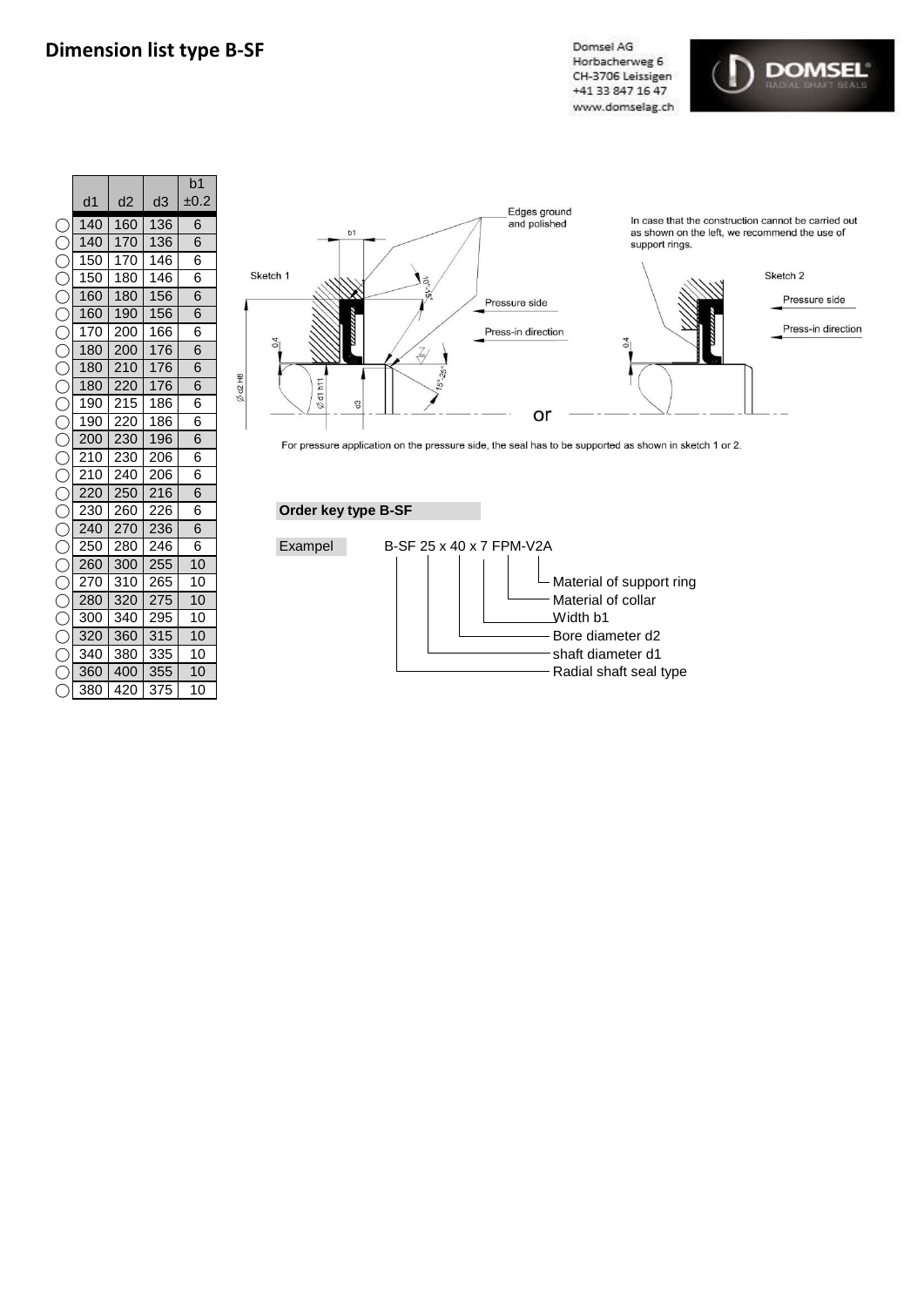# Dimension list type B-SF

Domsel AG
Horbacherweg 6
CH-3706 Leissigen
+41 33 847 16 47
www.domselag.ch

| d1 | d2 | d3 | b1 ±0.2 |
|---|---|---|---|
| 140 | 160 | 136 | 6 |
| 140 | 170 | 136 | 6 |
| 150 | 170 | 146 | 6 |
| 150 | 180 | 146 | 6 |
| 160 | 180 | 156 | 6 |
| 160 | 190 | 156 | 6 |
| 170 | 200 | 166 | 6 |
| 180 | 200 | 176 | 6 |
| 180 | 210 | 176 | 6 |
| 180 | 220 | 176 | 6 |
| 190 | 215 | 186 | 6 |
| 190 | 220 | 186 | 6 |
| 200 | 230 | 196 | 6 |
| 210 | 230 | 206 | 6 |
| 210 | 240 | 206 | 6 |
| 220 | 250 | 216 | 6 |
| 230 | 260 | 226 | 6 |
| 240 | 270 | 236 | 6 |
| 250 | 280 | 246 | 6 |
| 260 | 300 | 255 | 10 |
| 270 | 310 | 265 | 10 |
| 280 | 320 | 275 | 10 |
| 300 | 340 | 295 | 10 |
| 320 | 360 | 315 | 10 |
| 340 | 380 | 335 | 10 |
| 360 | 400 | 355 | 10 |
| 380 | 420 | 375 | 10 |

Sketch 1

Edges ground and polished

b1

10°-15°

Pressure side

Press-in direction

0.4

Ø d2 H8

Ø d1 h11

d3

15°-25°

or

In case that the construction cannot be carried out as shown on the left, we recommend the use of support rings.

Sketch 2

Pressure side

Press-in direction

0.4

For pressure application on the pressure side, the seal has to be supported as shown in sketch 1 or 2.

**Order key type B-SF**

Exampel: B-SF 25 x 40 x 7 FPM-V2A

- Material of support ring
- Material of collar
- Width b1
- Bore diameter d2
- shaft diameter d1
- Radial shaft seal type